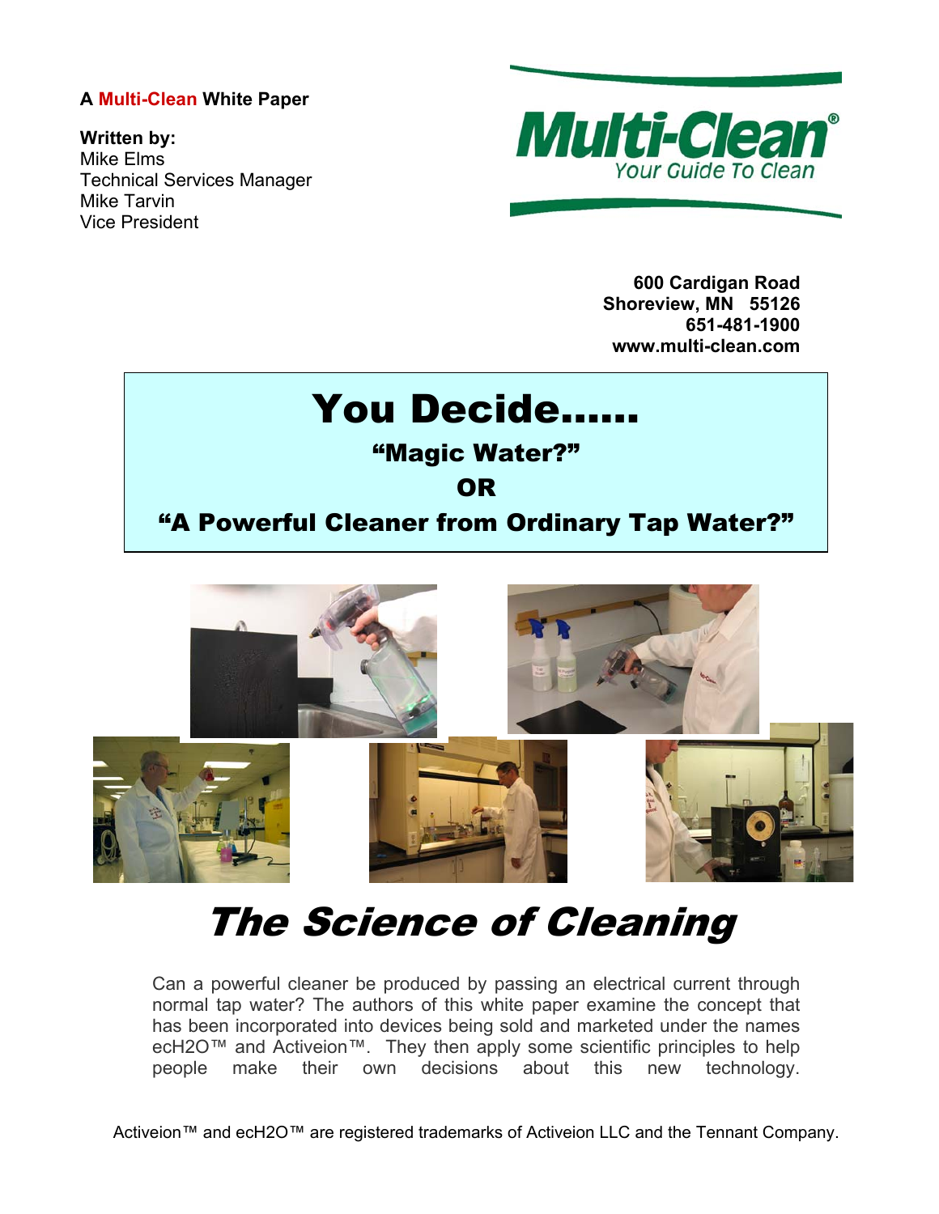A **Multi-Clean** White Paper

**Written by:**
Mike Elms
Technical Services Manager
Mike Tarvin
Vice President

**Multi-Clean®**
*Your Guide To Clean*

**600 Cardigan Road**
**Shoreview, MN 55126**
**651-481-1900**
**www.multi-clean.com**

# You Decide……

### "Magic Water?"

### OR

### "A Powerful Cleaner from Ordinary Tap Water?"

# *The Science of Cleaning*

Can a powerful cleaner be produced by passing an electrical current through normal tap water? The authors of this white paper examine the concept that has been incorporated into devices being sold and marketed under the names ecH2O™ and Activeion™. They then apply some scientific principles to help people make their own decisions about this new technology.

Activeion™ and ecH2O™ are registered trademarks of Activeion LLC and the Tennant Company.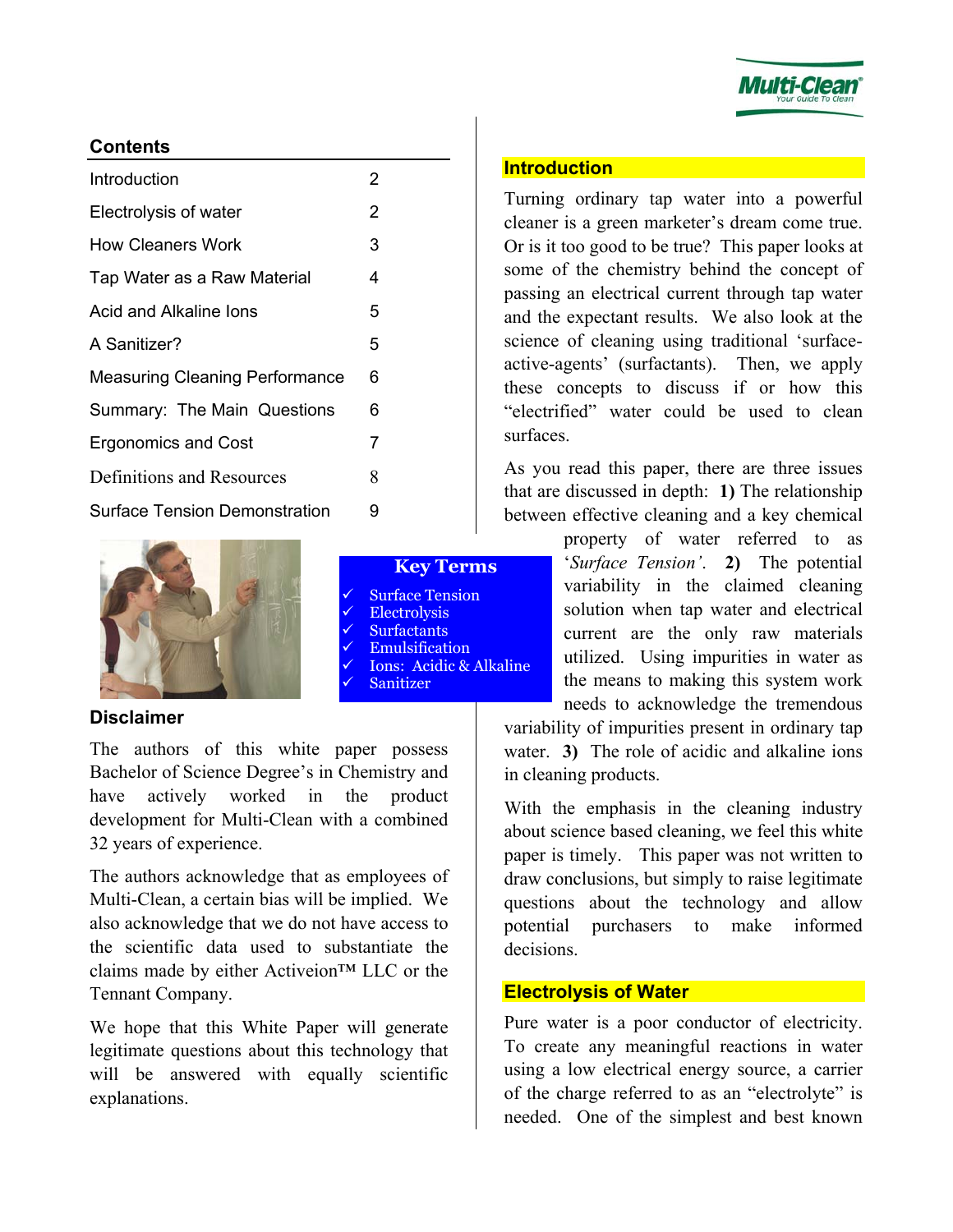## Contents

| | |
|---|---|
| Introduction | 2 |
| Electrolysis of water | 2 |
| How Cleaners Work | 3 |
| Tap Water as a Raw Material | 4 |
| Acid and Alkaline Ions | 5 |
| A Sanitizer? | 5 |
| Measuring Cleaning Performance | 6 |
| Summary: The Main Questions | 6 |
| Ergonomics and Cost | 7 |
| Definitions and Resources | 8 |
| Surface Tension Demonstration | 9 |

**Key Terms**

- ✓ Surface Tension
- ✓ Electrolysis
- ✓ Surfactants
- ✓ Emulsification
- ✓ Ions: Acidic & Alkaline
- ✓ Sanitizer

## Disclaimer

The authors of this white paper possess Bachelor of Science Degree's in Chemistry and have actively worked in the product development for Multi-Clean with a combined 32 years of experience.

The authors acknowledge that as employees of Multi-Clean, a certain bias will be implied. We also acknowledge that we do not have access to the scientific data used to substantiate the claims made by either Activeion™ LLC or the Tennant Company.

We hope that this White Paper will generate legitimate questions about this technology that will be answered with equally scientific explanations.

## Introduction

Turning ordinary tap water into a powerful cleaner is a green marketer's dream come true. Or is it too good to be true? This paper looks at some of the chemistry behind the concept of passing an electrical current through tap water and the expectant results. We also look at the science of cleaning using traditional 'surface-active-agents' (surfactants). Then, we apply these concepts to discuss if or how this "electrified" water could be used to clean surfaces.

As you read this paper, there are three issues that are discussed in depth: **1)** The relationship between effective cleaning and a key chemical property of water referred to as '*Surface Tension*'. **2)** The potential variability in the claimed cleaning solution when tap water and electrical current are the only raw materials utilized. Using impurities in water as the means to making this system work needs to acknowledge the tremendous variability of impurities present in ordinary tap water. **3)** The role of acidic and alkaline ions in cleaning products.

With the emphasis in the cleaning industry about science based cleaning, we feel this white paper is timely. This paper was not written to draw conclusions, but simply to raise legitimate questions about the technology and allow potential purchasers to make informed decisions.

## Electrolysis of Water

Pure water is a poor conductor of electricity. To create any meaningful reactions in water using a low electrical energy source, a carrier of the charge referred to as an "electrolyte" is needed. One of the simplest and best known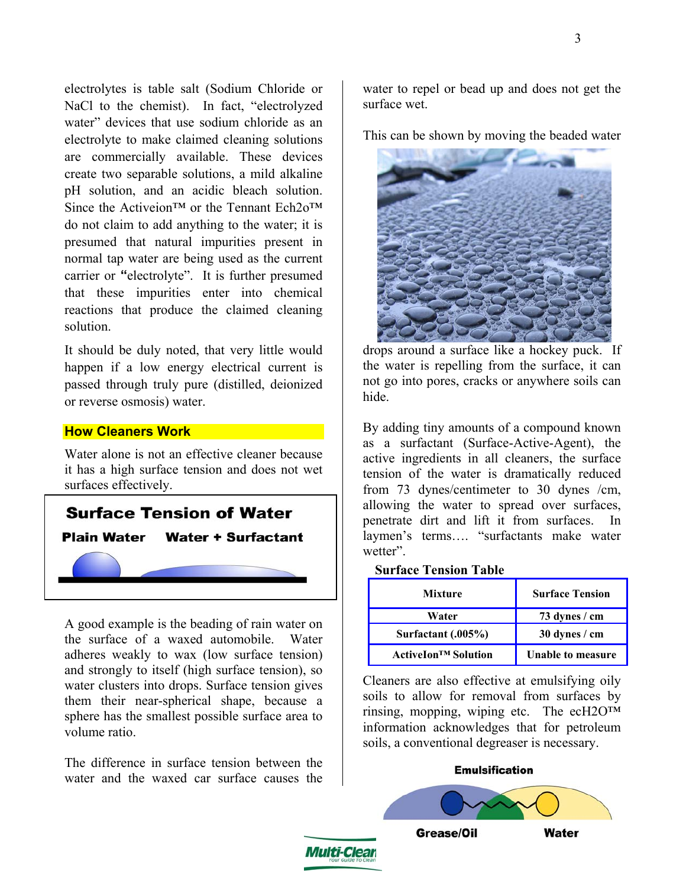electrolytes is table salt (Sodium Chloride or NaCl to the chemist). In fact, "electrolyzed water" devices that use sodium chloride as an electrolyte to make claimed cleaning solutions are commercially available. These devices create two separable solutions, a mild alkaline pH solution, and an acidic bleach solution. Since the Activeion™ or the Tennant Ech2o™ do not claim to add anything to the water; it is presumed that natural impurities present in normal tap water are being used as the current carrier or **"**electrolyte". It is further presumed that these impurities enter into chemical reactions that produce the claimed cleaning solution.

It should be duly noted, that very little would happen if a low energy electrical current is passed through truly pure (distilled, deionized or reverse osmosis) water.

## How Cleaners Work

Water alone is not an effective cleaner because it has a high surface tension and does not wet surfaces effectively.

**Surface Tension of Water**

**Plain Water** **Water + Surfactant**

A good example is the beading of rain water on the surface of a waxed automobile. Water adheres weakly to wax (low surface tension) and strongly to itself (high surface tension), so water clusters into drops. Surface tension gives them their near-spherical shape, because a sphere has the smallest possible surface area to volume ratio.

The difference in surface tension between the water and the waxed car surface causes the water to repel or bead up and does not get the surface wet.

This can be shown by moving the beaded water drops around a surface like a hockey puck. If the water is repelling from the surface, it can not go into pores, cracks or anywhere soils can hide.

By adding tiny amounts of a compound known as a surfactant (Surface-Active-Agent), the active ingredients in all cleaners, the surface tension of the water is dramatically reduced from 73 dynes/centimeter to 30 dynes /cm, allowing the water to spread over surfaces, penetrate dirt and lift it from surfaces. In laymen's terms…. "surfactants make water wetter".

**Surface Tension Table**

| Mixture | Surface Tension |
|---|---|
| Water | 73 dynes / cm |
| Surfactant (.005%) | 30 dynes / cm |
| ActiveIon™ Solution | Unable to measure |

Cleaners are also effective at emulsifying oily soils to allow for removal from surfaces by rinsing, mopping, wiping etc. The ecH2O™ information acknowledges that for petroleum soils, a conventional degreaser is necessary.

**Emulsification**

**Grease/Oil** **Water**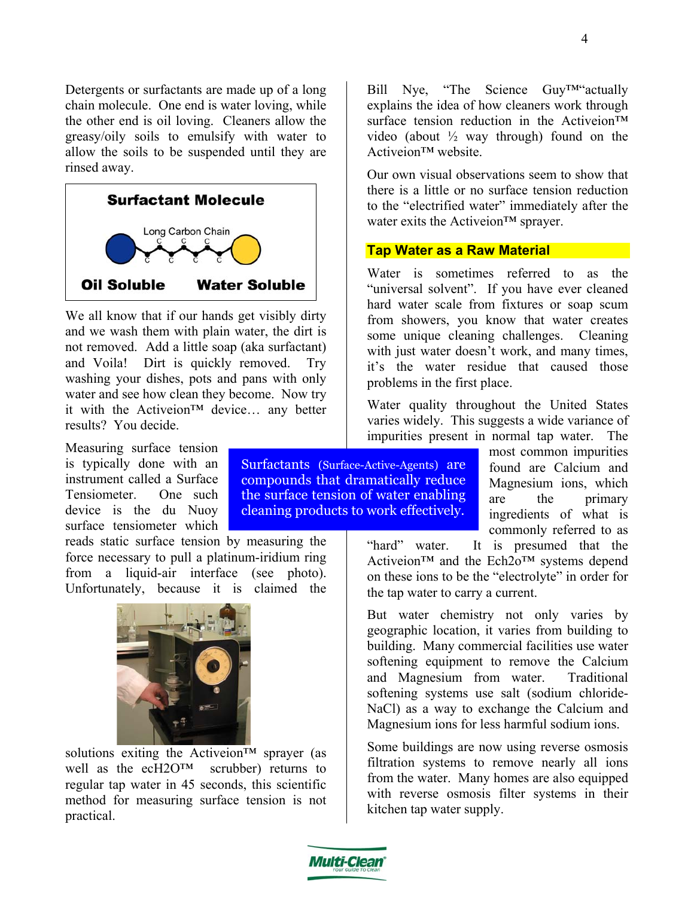Detergents or surfactants are made up of a long chain molecule. One end is water loving, while the other end is oil loving. Cleaners allow the greasy/oily soils to emulsify with water to allow the soils to be suspended until they are rinsed away.

**Surfactant Molecule**

Long Carbon Chain

**Oil Soluble** **Water Soluble**

We all know that if our hands get visibly dirty and we wash them with plain water, the dirt is not removed. Add a little soap (aka surfactant) and Voila! Dirt is quickly removed. Try washing your dishes, pots and pans with only water and see how clean they become. Now try it with the Activeion™ device… any better results? You decide.

Measuring surface tension is typically done with an instrument called a Surface Tensiometer. One such device is the du Nuoy surface tensiometer which reads static surface tension by measuring the force necessary to pull a platinum-iridium ring from a liquid-air interface (see photo). Unfortunately, because it is claimed the solutions exiting the Activeion™ sprayer (as well as the ecH2O™ scrubber) returns to regular tap water in 45 seconds, this scientific method for measuring surface tension is not practical.

> Surfactants (Surface-Active-Agents) are compounds that dramatically reduce the surface tension of water enabling cleaning products to work effectively.

Bill Nye, "The Science Guy™" actually explains the idea of how cleaners work through surface tension reduction in the Activeion™ video (about ½ way through) found on the Activeion™ website.

Our own visual observations seem to show that there is a little or no surface tension reduction to the "electrified water" immediately after the water exits the Activeion™ sprayer.

## Tap Water as a Raw Material

Water is sometimes referred to as the "universal solvent". If you have ever cleaned hard water scale from fixtures or soap scum from showers, you know that water creates some unique cleaning challenges. Cleaning with just water doesn't work, and many times, it's the water residue that caused those problems in the first place.

Water quality throughout the United States varies widely. This suggests a wide variance of impurities present in normal tap water. The most common impurities found are Calcium and Magnesium ions, which are the primary ingredients of what is commonly referred to as "hard" water. It is presumed that the Activeion™ and the Ech2o™ systems depend on these ions to be the "electrolyte" in order for the tap water to carry a current.

But water chemistry not only varies by geographic location, it varies from building to building. Many commercial facilities use water softening equipment to remove the Calcium and Magnesium from water. Traditional softening systems use salt (sodium chloride-NaCl) as a way to exchange the Calcium and Magnesium ions for less harmful sodium ions.

Some buildings are now using reverse osmosis filtration systems to remove nearly all ions from the water. Many homes are also equipped with reverse osmosis filter systems in their kitchen tap water supply.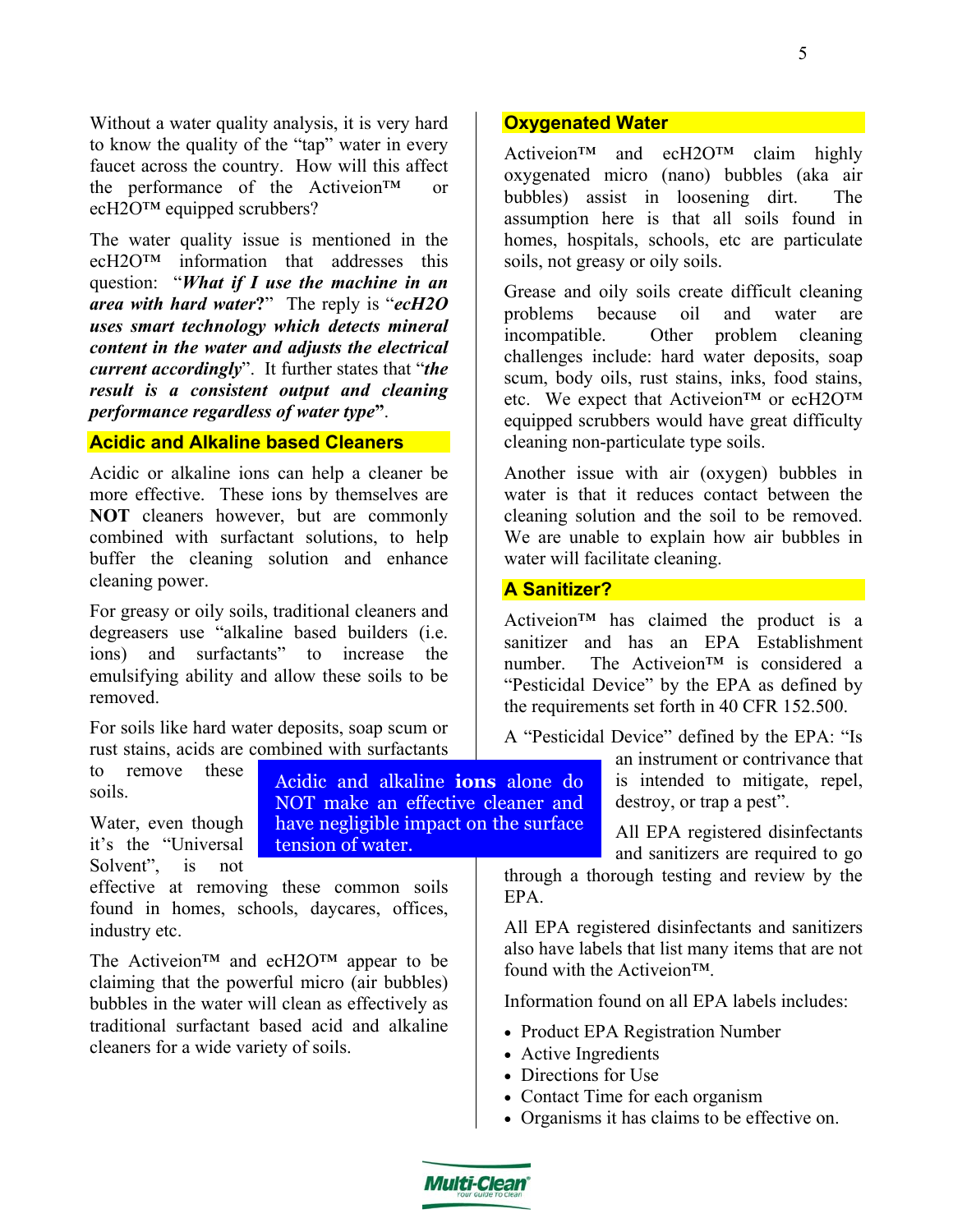Without a water quality analysis, it is very hard to know the quality of the "tap" water in every faucet across the country. How will this affect the performance of the Activeion™ or ecH2O™ equipped scrubbers?

The water quality issue is mentioned in the ecH2O™ information that addresses this question: "***What if I use the machine in an area with hard water?***" The reply is "***ecH2O uses smart technology which detects mineral content in the water and adjusts the electrical current accordingly***". It further states that "***the result is a consistent output and cleaning performance regardless of water type***".

## Acidic and Alkaline based Cleaners

Acidic or alkaline ions can help a cleaner be more effective. These ions by themselves are **NOT** cleaners however, but are commonly combined with surfactant solutions, to help buffer the cleaning solution and enhance cleaning power.

For greasy or oily soils, traditional cleaners and degreasers use "alkaline based builders (i.e. ions) and surfactants" to increase the emulsifying ability and allow these soils to be removed.

For soils like hard water deposits, soap scum or rust stains, acids are combined with surfactants to remove these soils.

> Acidic and alkaline **ions** alone do NOT make an effective cleaner and have negligible impact on the surface tension of water.

Water, even though it's the "Universal Solvent", is not effective at removing these common soils found in homes, schools, daycares, offices, industry etc.

The Activeion™ and ecH2O™ appear to be claiming that the powerful micro (air bubbles) bubbles in the water will clean as effectively as traditional surfactant based acid and alkaline cleaners for a wide variety of soils.

## Oxygenated Water

Activeion™ and ecH2O™ claim highly oxygenated micro (nano) bubbles (aka air bubbles) assist in loosening dirt. The assumption here is that all soils found in homes, hospitals, schools, etc are particulate soils, not greasy or oily soils.

Grease and oily soils create difficult cleaning problems because oil and water are incompatible. Other problem cleaning challenges include: hard water deposits, soap scum, body oils, rust stains, inks, food stains, etc. We expect that Activeion™ or ecH2O™ equipped scrubbers would have great difficulty cleaning non-particulate type soils.

Another issue with air (oxygen) bubbles in water is that it reduces contact between the cleaning solution and the soil to be removed. We are unable to explain how air bubbles in water will facilitate cleaning.

## A Sanitizer?

Activeion™ has claimed the product is a sanitizer and has an EPA Establishment number. The Activeion™ is considered a "Pesticidal Device" by the EPA as defined by the requirements set forth in 40 CFR 152.500.

A "Pesticidal Device" defined by the EPA: "Is an instrument or contrivance that is intended to mitigate, repel, destroy, or trap a pest".

All EPA registered disinfectants and sanitizers are required to go through a thorough testing and review by the EPA.

All EPA registered disinfectants and sanitizers also have labels that list many items that are not found with the Activeion™.

Information found on all EPA labels includes:

- Product EPA Registration Number
- Active Ingredients
- Directions for Use
- Contact Time for each organism
- Organisms it has claims to be effective on.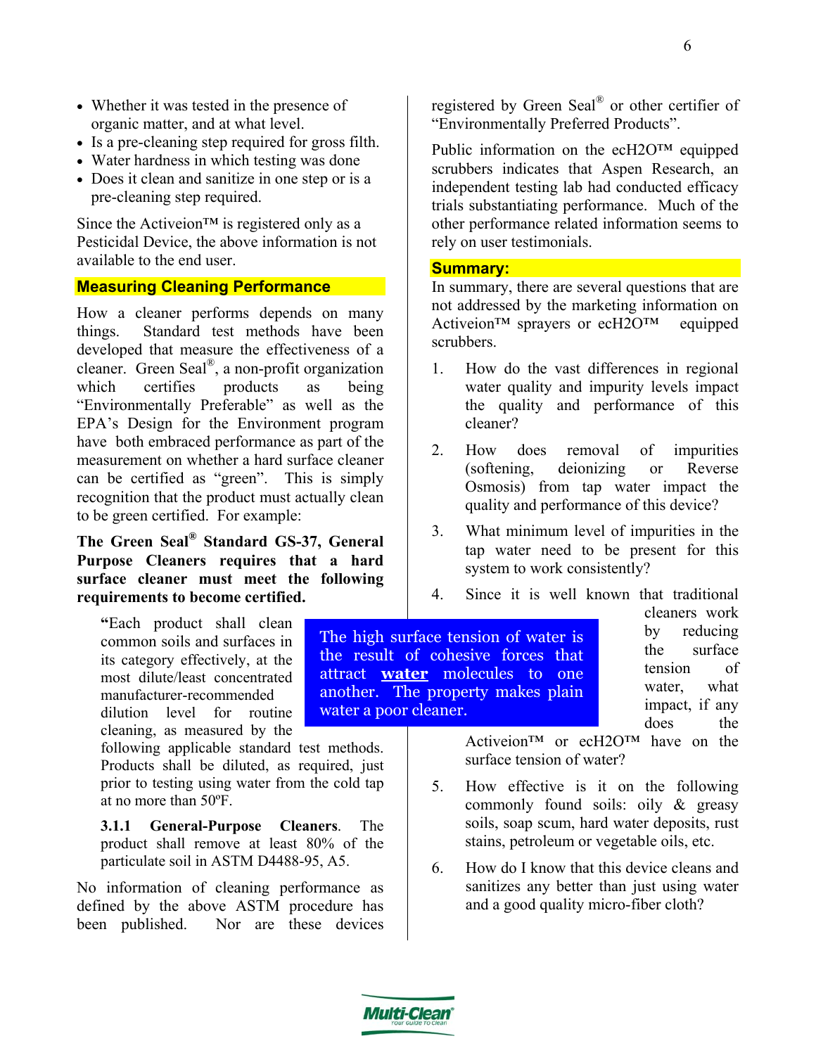- Whether it was tested in the presence of organic matter, and at what level.
- Is a pre-cleaning step required for gross filth.
- Water hardness in which testing was done
- Does it clean and sanitize in one step or is a pre-cleaning step required.

Since the Activeion™ is registered only as a Pesticidal Device, the above information is not available to the end user.

## Measuring Cleaning Performance

How a cleaner performs depends on many things. Standard test methods have been developed that measure the effectiveness of a cleaner. Green Seal®, a non-profit organization which certifies products as being "Environmentally Preferable" as well as the EPA's Design for the Environment program have both embraced performance as part of the measurement on whether a hard surface cleaner can be certified as "green". This is simply recognition that the product must actually clean to be green certified. For example:

**The Green Seal® Standard GS-37, General Purpose Cleaners requires that a hard surface cleaner must meet the following requirements to become certified.**

> **"**Each product shall clean common soils and surfaces in its category effectively, at the most dilute/least concentrated manufacturer-recommended dilution level for routine cleaning, as measured by the following applicable standard test methods. Products shall be diluted, as required, just prior to testing using water from the cold tap at no more than 50ºF.
>
> **3.1.1 General-Purpose Cleaners**. The product shall remove at least 80% of the particulate soil in ASTM D4488-95, A5.

No information of cleaning performance as defined by the above ASTM procedure has been published. Nor are these devices registered by Green Seal® or other certifier of "Environmentally Preferred Products".

Public information on the ecH2O™ equipped scrubbers indicates that Aspen Research, an independent testing lab had conducted efficacy trials substantiating performance. Much of the other performance related information seems to rely on user testimonials.

## Summary:

In summary, there are several questions that are not addressed by the marketing information on Activeion™ sprayers or ecH2O™ equipped scrubbers.

1. How do the vast differences in regional water quality and impurity levels impact the quality and performance of this cleaner?
2. How does removal of impurities (softening, deionizing or Reverse Osmosis) from tap water impact the quality and performance of this device?
3. What minimum level of impurities in the tap water need to be present for this system to work consistently?
4. Since it is well known that traditional cleaners work by reducing the surface tension of water, what impact, if any does the Activeion™ or ecH2O™ have on the surface tension of water?
5. How effective is it on the following commonly found soils: oily & greasy soils, soap scum, hard water deposits, rust stains, petroleum or vegetable oils, etc.
6. How do I know that this device cleans and sanitizes any better than just using water and a good quality micro-fiber cloth?

> The high surface tension of water is the result of cohesive forces that attract **water** molecules to one another. The property makes plain water a poor cleaner.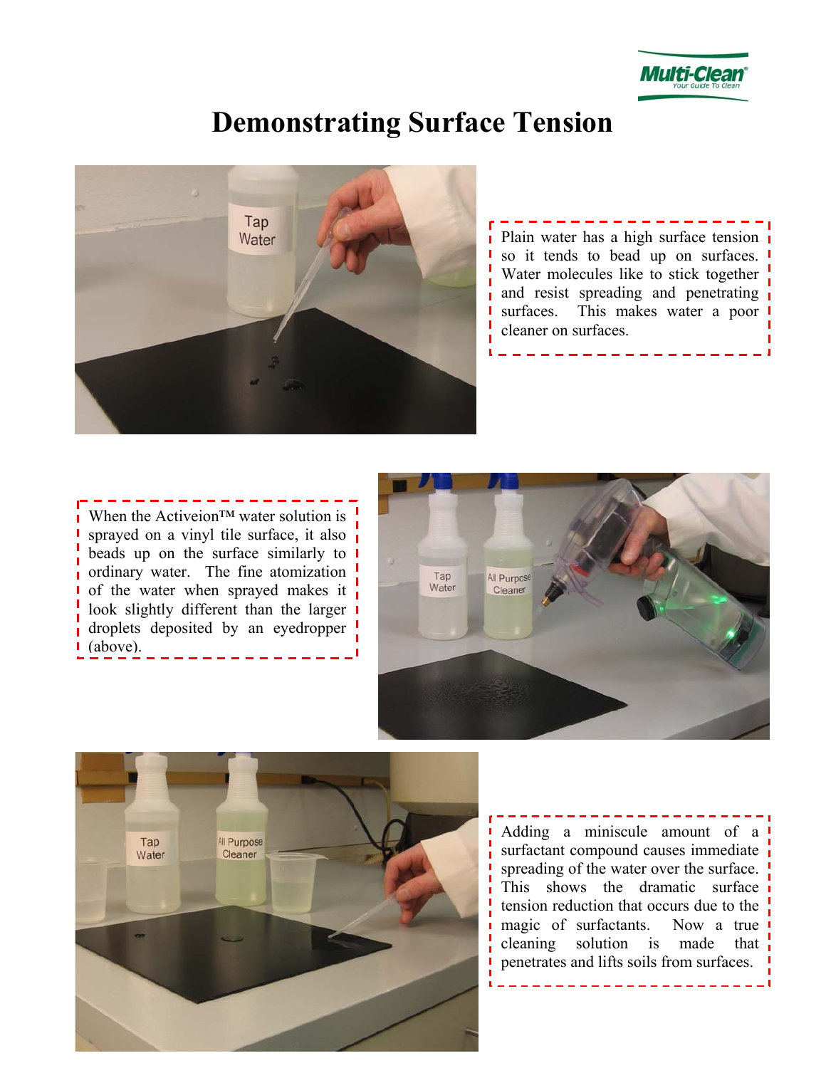# Demonstrating Surface Tension

Plain water has a high surface tension so it tends to bead up on surfaces. Water molecules like to stick together and resist spreading and penetrating surfaces. This makes water a poor cleaner on surfaces.

When the Activeion™ water solution is sprayed on a vinyl tile surface, it also beads up on the surface similarly to ordinary water. The fine atomization of the water when sprayed makes it look slightly different than the larger droplets deposited by an eyedropper (above).

Adding a miniscule amount of a surfactant compound causes immediate spreading of the water over the surface. This shows the dramatic surface tension reduction that occurs due to the magic of surfactants. Now a true cleaning solution is made that penetrates and lifts soils from surfaces.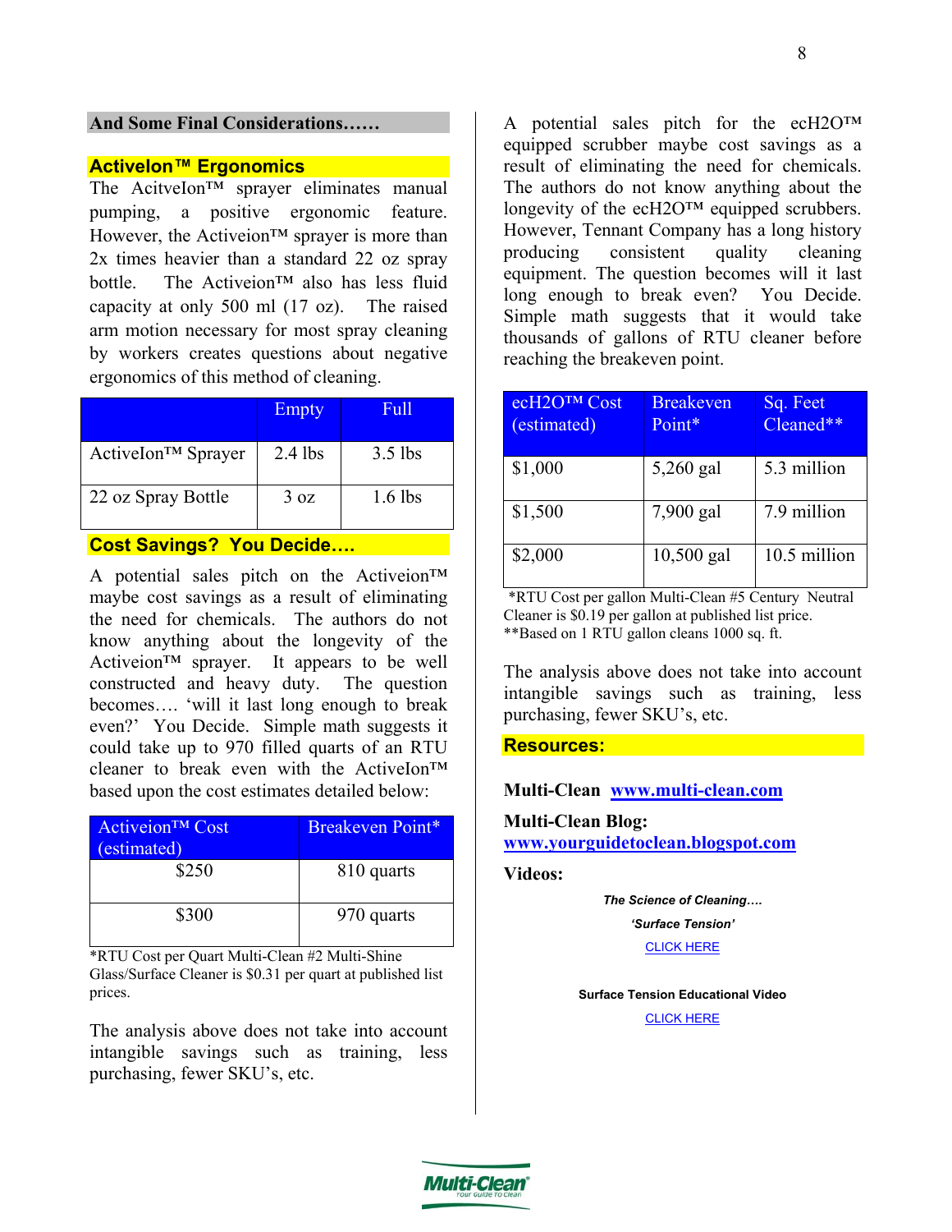## And Some Final Considerations……

### Activelon™ Ergonomics

The AcitveIon™ sprayer eliminates manual pumping, a positive ergonomic feature. However, the Activeion™ sprayer is more than 2x times heavier than a standard 22 oz spray bottle. The Activeion™ also has less fluid capacity at only 500 ml (17 oz). The raised arm motion necessary for most spray cleaning by workers creates questions about negative ergonomics of this method of cleaning.

| | Empty | Full |
|---|---|---|
| ActiveIon™ Sprayer | 2.4 lbs | 3.5 lbs |
| 22 oz Spray Bottle | 3 oz | 1.6 lbs |

### Cost Savings? You Decide….

A potential sales pitch on the Activeion™ maybe cost savings as a result of eliminating the need for chemicals. The authors do not know anything about the longevity of the Activeion™ sprayer. It appears to be well constructed and heavy duty. The question becomes…. 'will it last long enough to break even?' You Decide. Simple math suggests it could take up to 970 filled quarts of an RTU cleaner to break even with the ActiveIon™ based upon the cost estimates detailed below:

| Activeion™ Cost (estimated) | Breakeven Point* |
|---|---|
| $250 | 810 quarts |
| $300 | 970 quarts |

*RTU Cost per Quart Multi-Clean #2 Multi-Shine Glass/Surface Cleaner is $0.31 per quart at published list prices.

The analysis above does not take into account intangible savings such as training, less purchasing, fewer SKU's, etc.

A potential sales pitch for the ecH2O™ equipped scrubber maybe cost savings as a result of eliminating the need for chemicals. The authors do not know anything about the longevity of the ecH2O™ equipped scrubbers. However, Tennant Company has a long history producing consistent quality cleaning equipment. The question becomes will it last long enough to break even? You Decide. Simple math suggests that it would take thousands of gallons of RTU cleaner before reaching the breakeven point.

| ecH2O™ Cost (estimated) | Breakeven Point* | Sq. Feet Cleaned** |
|---|---|---|
| $1,000 | 5,260 gal | 5.3 million |
| $1,500 | 7,900 gal | 7.9 million |
| $2,000 | 10,500 gal | 10.5 million |

*RTU Cost per gallon Multi-Clean #5 Century Neutral Cleaner is $0.19 per gallon at published list price.
**Based on 1 RTU gallon cleans 1000 sq. ft.

The analysis above does not take into account intangible savings such as training, less purchasing, fewer SKU's, etc.

### Resources:

**Multi-Clean** **www.multi-clean.com**

**Multi-Clean Blog:**
**www.yourguidetoclean.blogspot.com**

**Videos:**

***The Science of Cleaning….***

***'Surface Tension'***

CLICK HERE

**Surface Tension Educational Video**

CLICK HERE

Multi-Clean
Your Guide To Clean